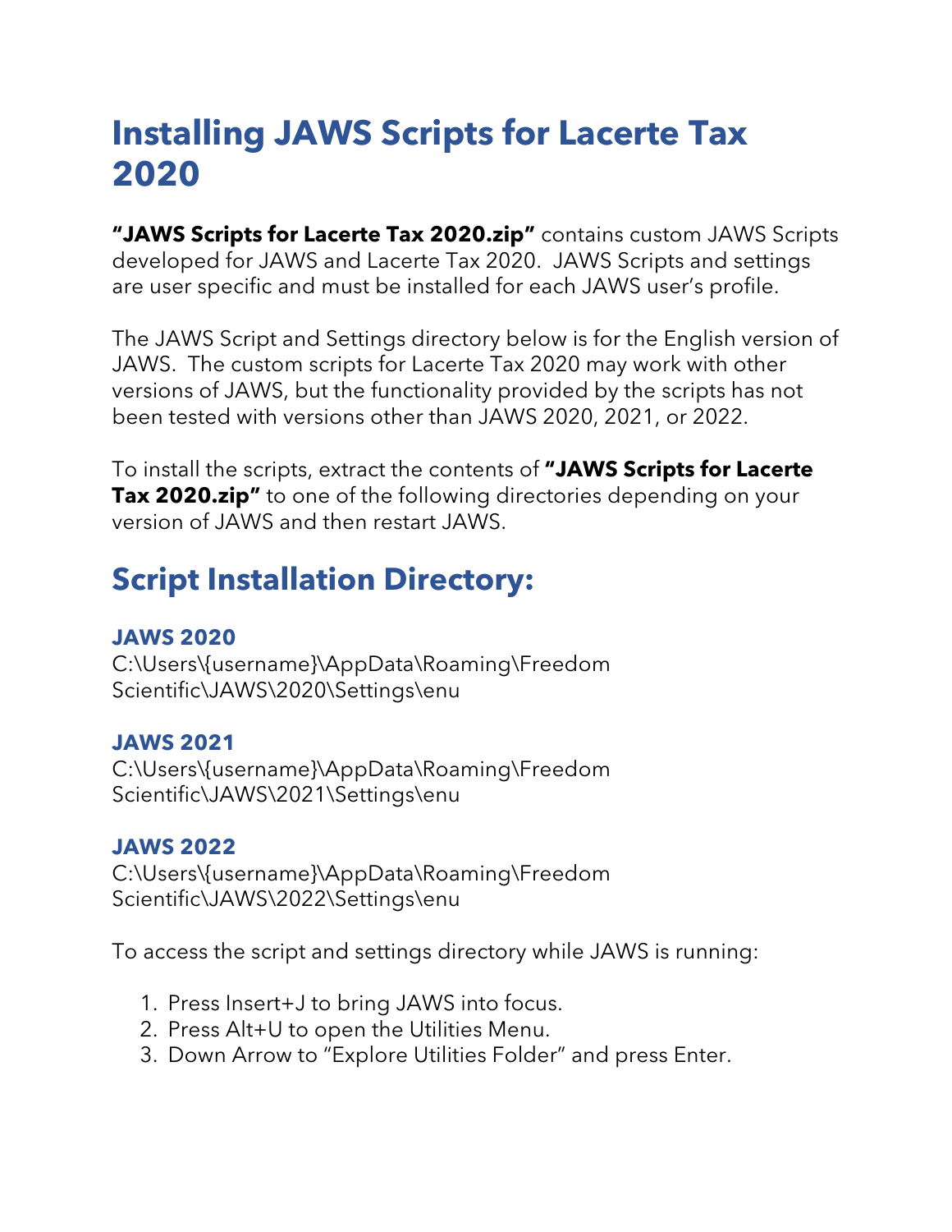# Installing JAWS Scripts for Lacerte Tax 2020

**"JAWS Scripts for Lacerte Tax 2020.zip"** contains custom JAWS Scripts developed for JAWS and Lacerte Tax 2020. JAWS Scripts and settings are user specific and must be installed for each JAWS user's profile.

The JAWS Script and Settings directory below is for the English version of JAWS. The custom scripts for Lacerte Tax 2020 may work with other versions of JAWS, but the functionality provided by the scripts has not been tested with versions other than JAWS 2020, 2021, or 2022.

To install the scripts, extract the contents of **"JAWS Scripts for Lacerte Tax 2020.zip"** to one of the following directories depending on your version of JAWS and then restart JAWS.

## Script Installation Directory:

### JAWS 2020

C:\Users\{username}\AppData\Roaming\Freedom Scientific\JAWS\2020\Settings\enu

### JAWS 2021

C:\Users\{username}\AppData\Roaming\Freedom Scientific\JAWS\2021\Settings\enu

### JAWS 2022

C:\Users\{username}\AppData\Roaming\Freedom Scientific\JAWS\2022\Settings\enu

To access the script and settings directory while JAWS is running:

1. Press Insert+J to bring JAWS into focus.
2. Press Alt+U to open the Utilities Menu.
3. Down Arrow to "Explore Utilities Folder" and press Enter.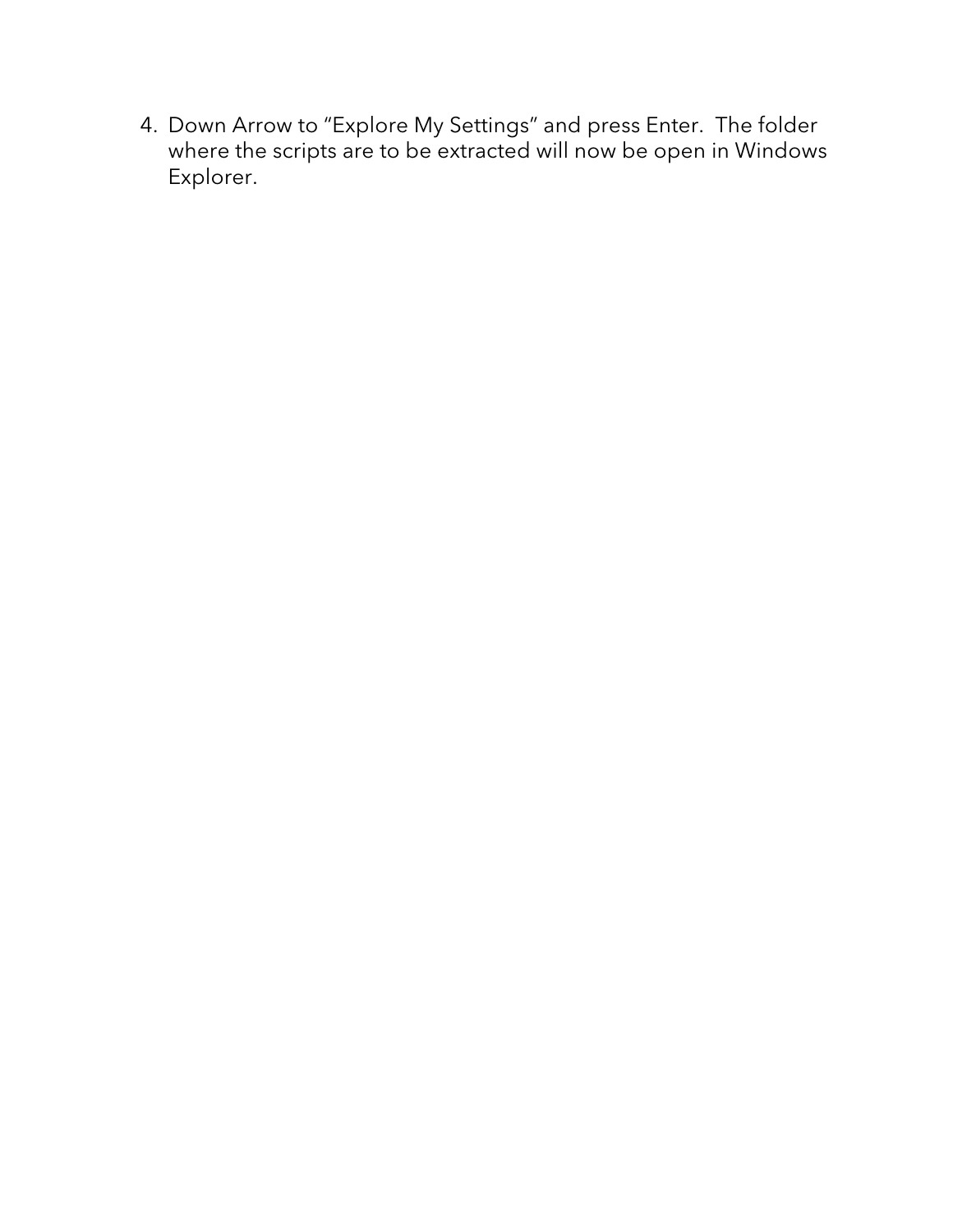4. Down Arrow to "Explore My Settings" and press Enter. The folder where the scripts are to be extracted will now be open in Windows Explorer.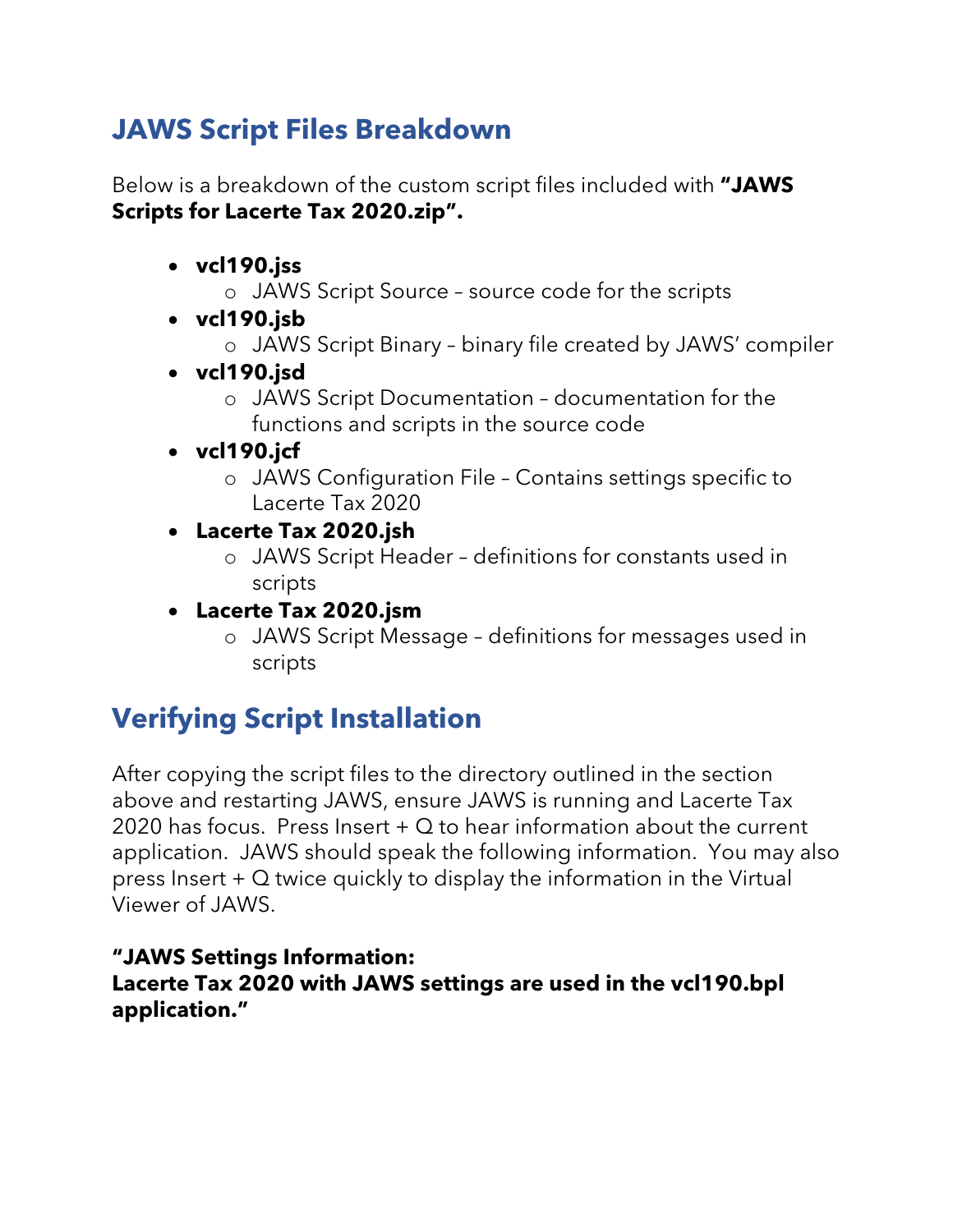## JAWS Script Files Breakdown

Below is a breakdown of the custom script files included with **"JAWS Scripts for Lacerte Tax 2020.zip".**

- **vcl190.jss**
    - JAWS Script Source – source code for the scripts
- **vcl190.jsb**
    - JAWS Script Binary – binary file created by JAWS' compiler
- **vcl190.jsd**
    - JAWS Script Documentation – documentation for the functions and scripts in the source code
- **vcl190.jcf**
    - JAWS Configuration File – Contains settings specific to Lacerte Tax 2020
- **Lacerte Tax 2020.jsh**
    - JAWS Script Header – definitions for constants used in scripts
- **Lacerte Tax 2020.jsm**
    - JAWS Script Message – definitions for messages used in scripts

## Verifying Script Installation

After copying the script files to the directory outlined in the section above and restarting JAWS, ensure JAWS is running and Lacerte Tax 2020 has focus. Press Insert + Q to hear information about the current application. JAWS should speak the following information. You may also press Insert + Q twice quickly to display the information in the Virtual Viewer of JAWS.

**"JAWS Settings Information:
Lacerte Tax 2020 with JAWS settings are used in the vcl190.bpl application."**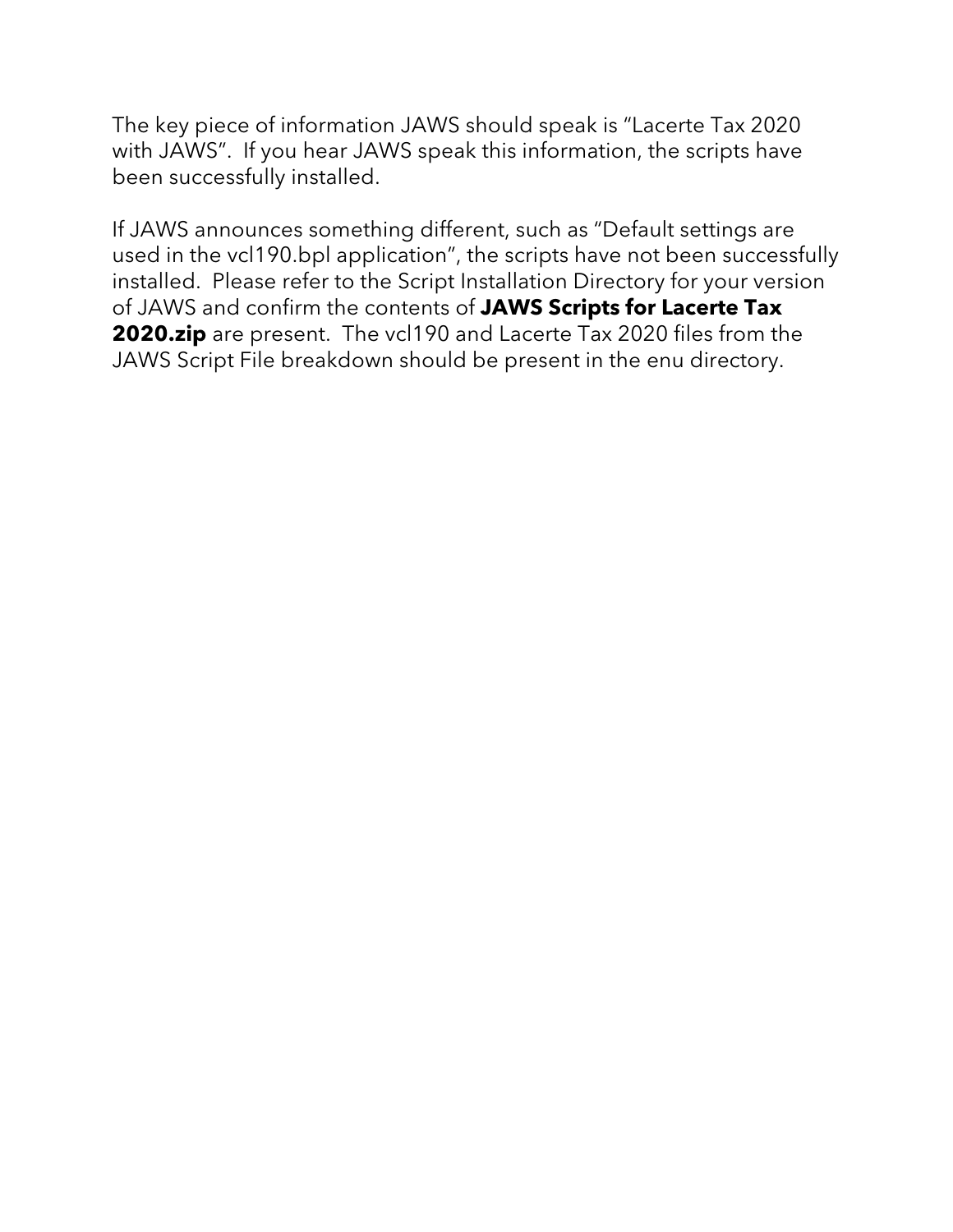The key piece of information JAWS should speak is "Lacerte Tax 2020 with JAWS". If you hear JAWS speak this information, the scripts have been successfully installed.

If JAWS announces something different, such as "Default settings are used in the vcl190.bpl application", the scripts have not been successfully installed. Please refer to the Script Installation Directory for your version of JAWS and confirm the contents of **JAWS Scripts for Lacerte Tax 2020.zip** are present. The vcl190 and Lacerte Tax 2020 files from the JAWS Script File breakdown should be present in the enu directory.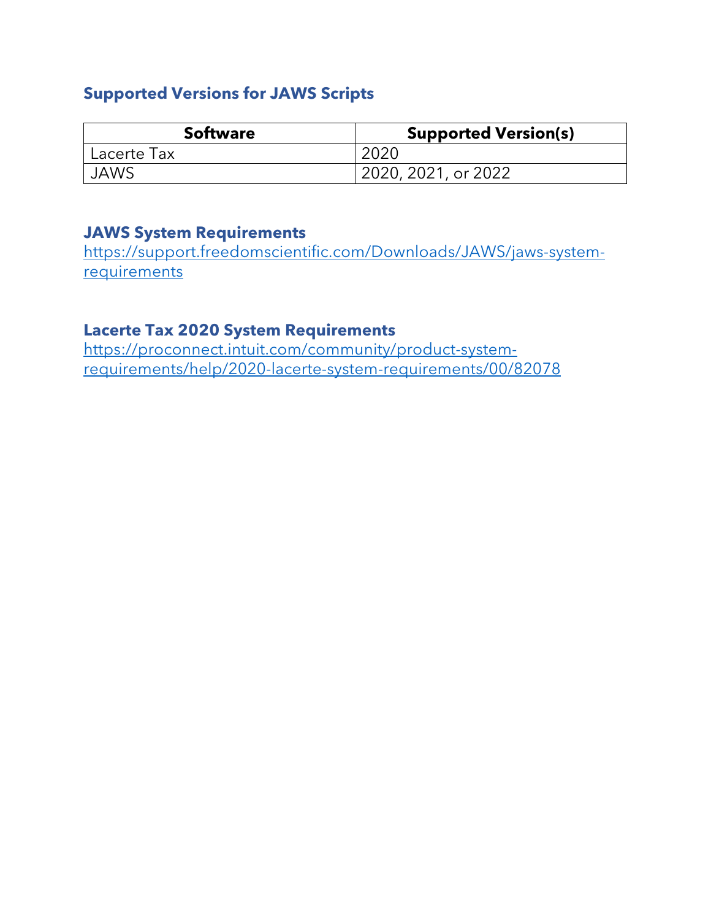## Supported Versions for JAWS Scripts

| Software | Supported Version(s) |
|---|---|
| Lacerte Tax | 2020 |
| JAWS | 2020, 2021, or 2022 |

## JAWS System Requirements

https://support.freedomscientific.com/Downloads/JAWS/jaws-system-requirements

## Lacerte Tax 2020 System Requirements

https://proconnect.intuit.com/community/product-system-requirements/help/2020-lacerte-system-requirements/00/82078